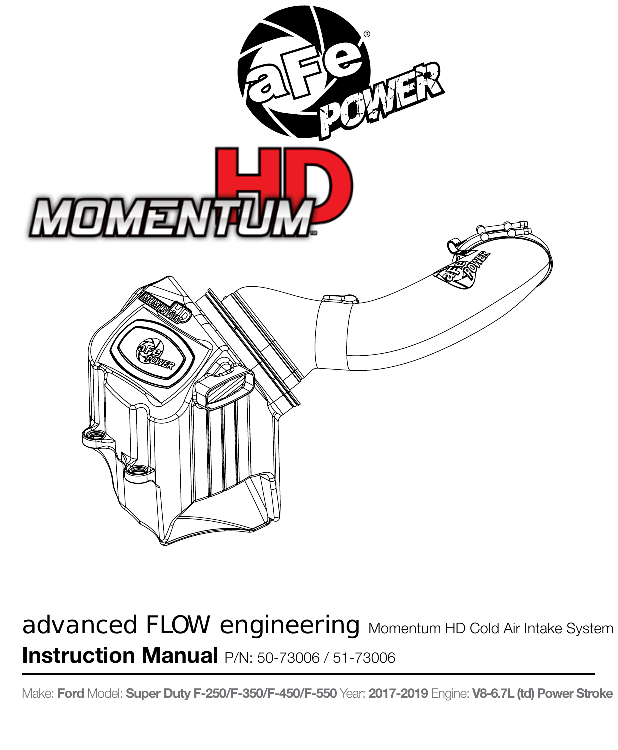advanced FLOW engineering Momentum HD Cold Air Intake System

**Instruction Manual** P/N: 50-73006 / 51-73006

Make: **Ford** Model: **Super Duty F-250/F-350/F-450/F-550** Year: **2017-2019** Engine: **V8-6.7L (td) Power Stroke**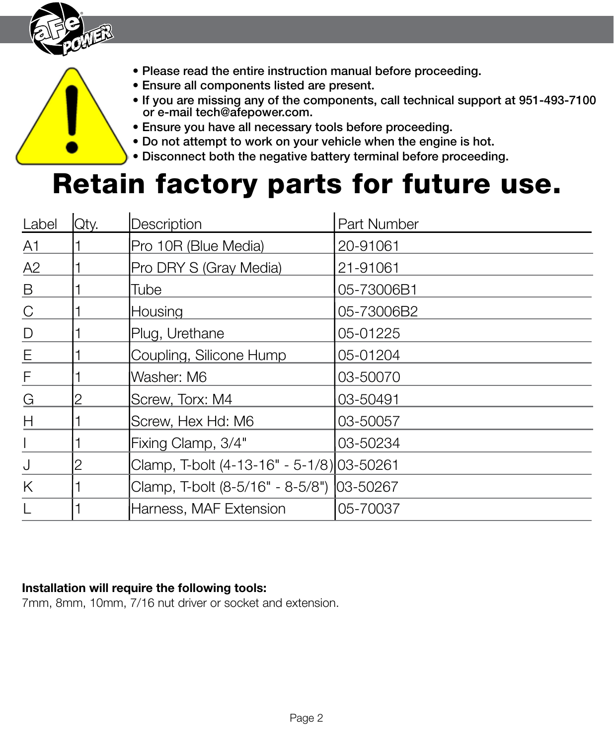- Please read the entire instruction manual before proceeding.
- Ensure all components listed are present.
- If you are missing any of the components, call technical support at 951-493-7100 or e-mail tech@afepower.com.
- Ensure you have all necessary tools before proceeding.
- Do not attempt to work on your vehicle when the engine is hot.
- Disconnect both the negative battery terminal before proceeding.

# Retain factory parts for future use.

| Label | Qty. | Description | Part Number |
|---|---|---|---|
| A1 | 1 | Pro 10R (Blue Media) | 20-91061 |
| A2 | 1 | Pro DRY S (Gray Media) | 21-91061 |
| B | 1 | Tube | 05-73006B1 |
| C | 1 | Housing | 05-73006B2 |
| D | 1 | Plug, Urethane | 05-01225 |
| E | 1 | Coupling, Silicone Hump | 05-01204 |
| F | 1 | Washer: M6 | 03-50070 |
| G | 2 | Screw, Torx: M4 | 03-50491 |
| H | 1 | Screw, Hex Hd: M6 | 03-50057 |
| I | 1 | Fixing Clamp, 3/4" | 03-50234 |
| J | 2 | Clamp, T-bolt (4-13-16" - 5-1/8) | 03-50261 |
| K | 1 | Clamp, T-bolt (8-5/16" - 8-5/8") | 03-50267 |
| L | 1 | Harness, MAF Extension | 05-70037 |

**Installation will require the following tools:**
7mm, 8mm, 10mm, 7/16 nut driver or socket and extension.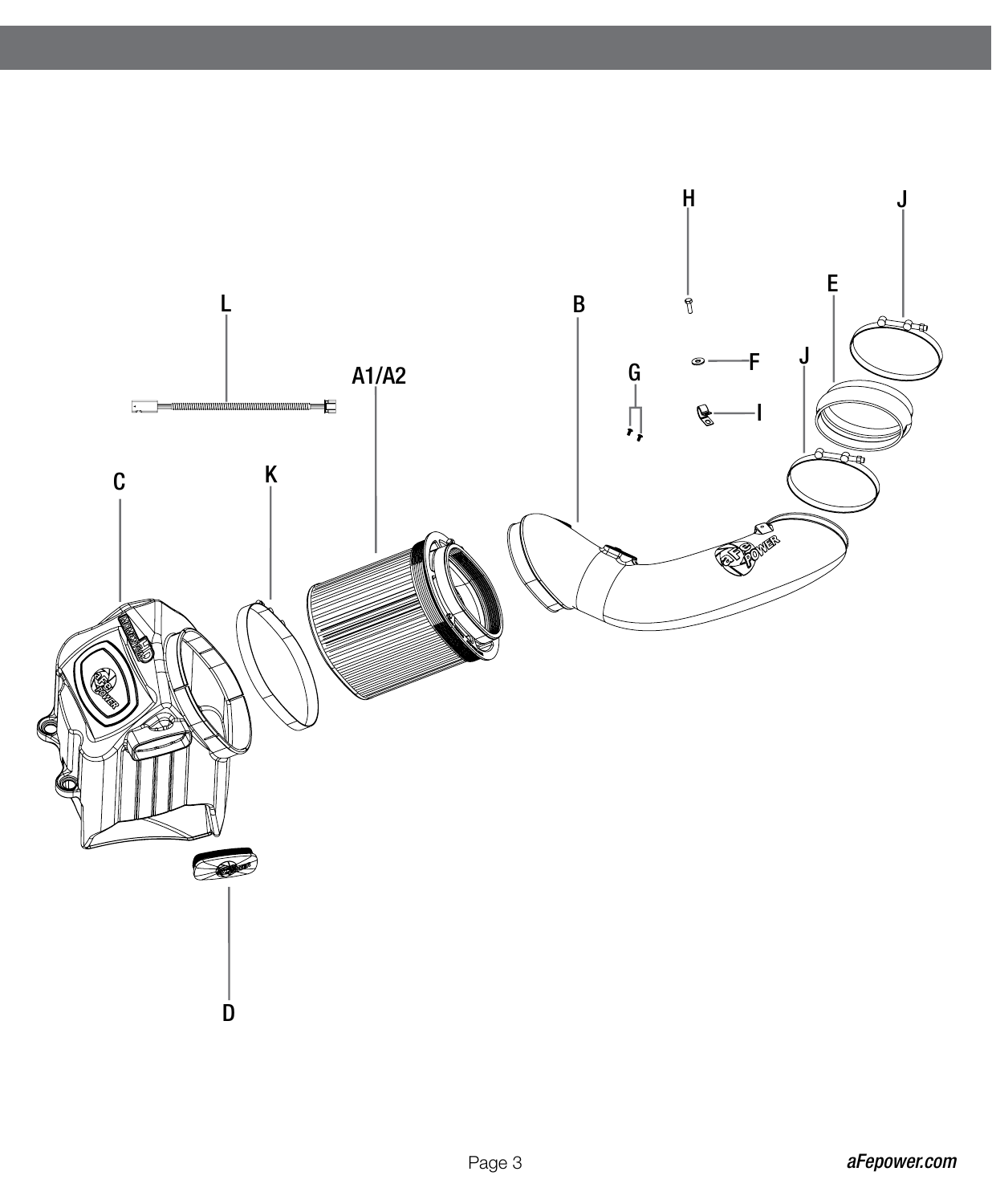H

J

L

E

B

A1/A2

G

F

J

I

C

K

D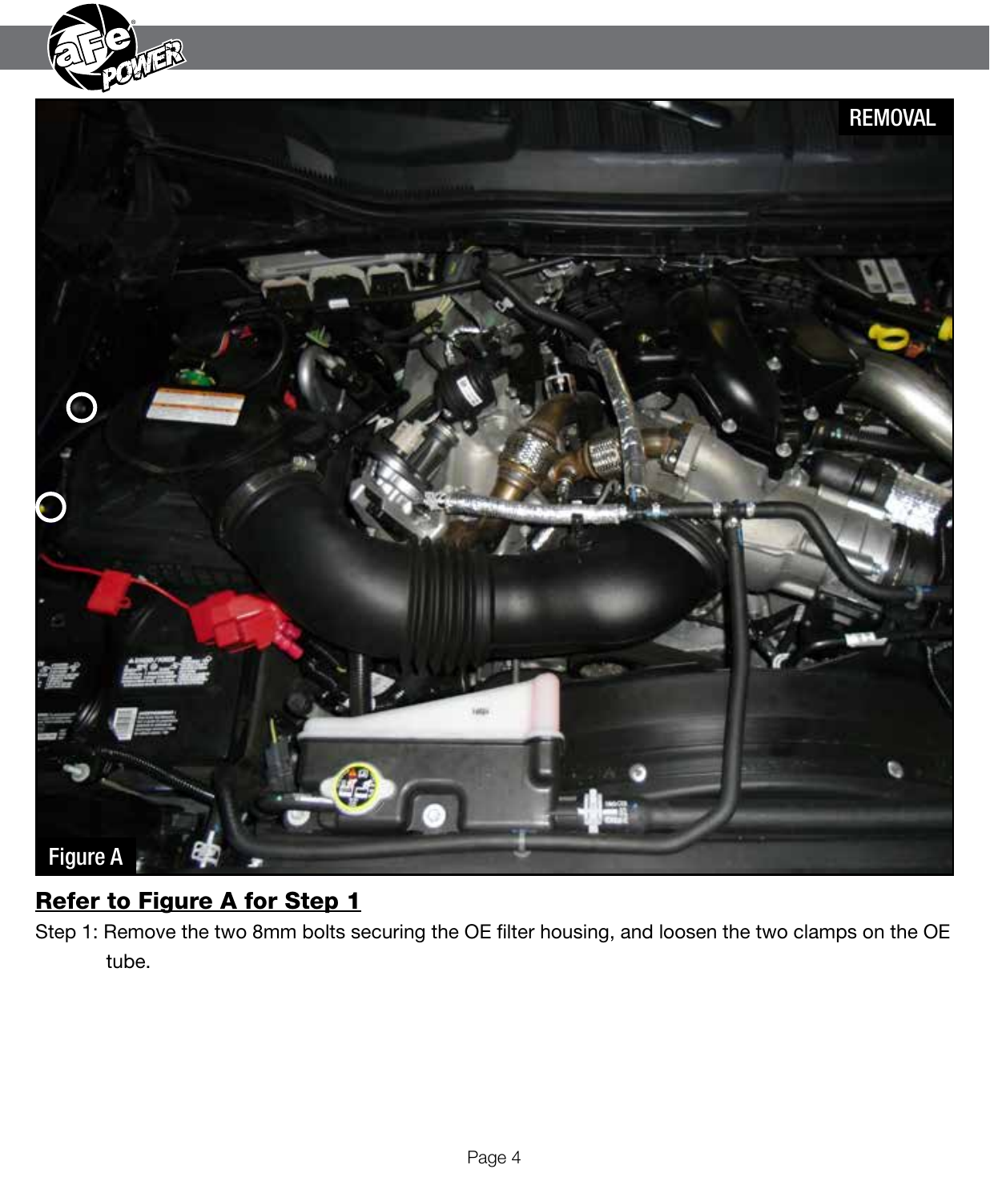REMOVAL

Figure A

**Refer to Figure A for Step 1**

Step 1: Remove the two 8mm bolts securing the OE filter housing, and loosen the two clamps on the OE tube.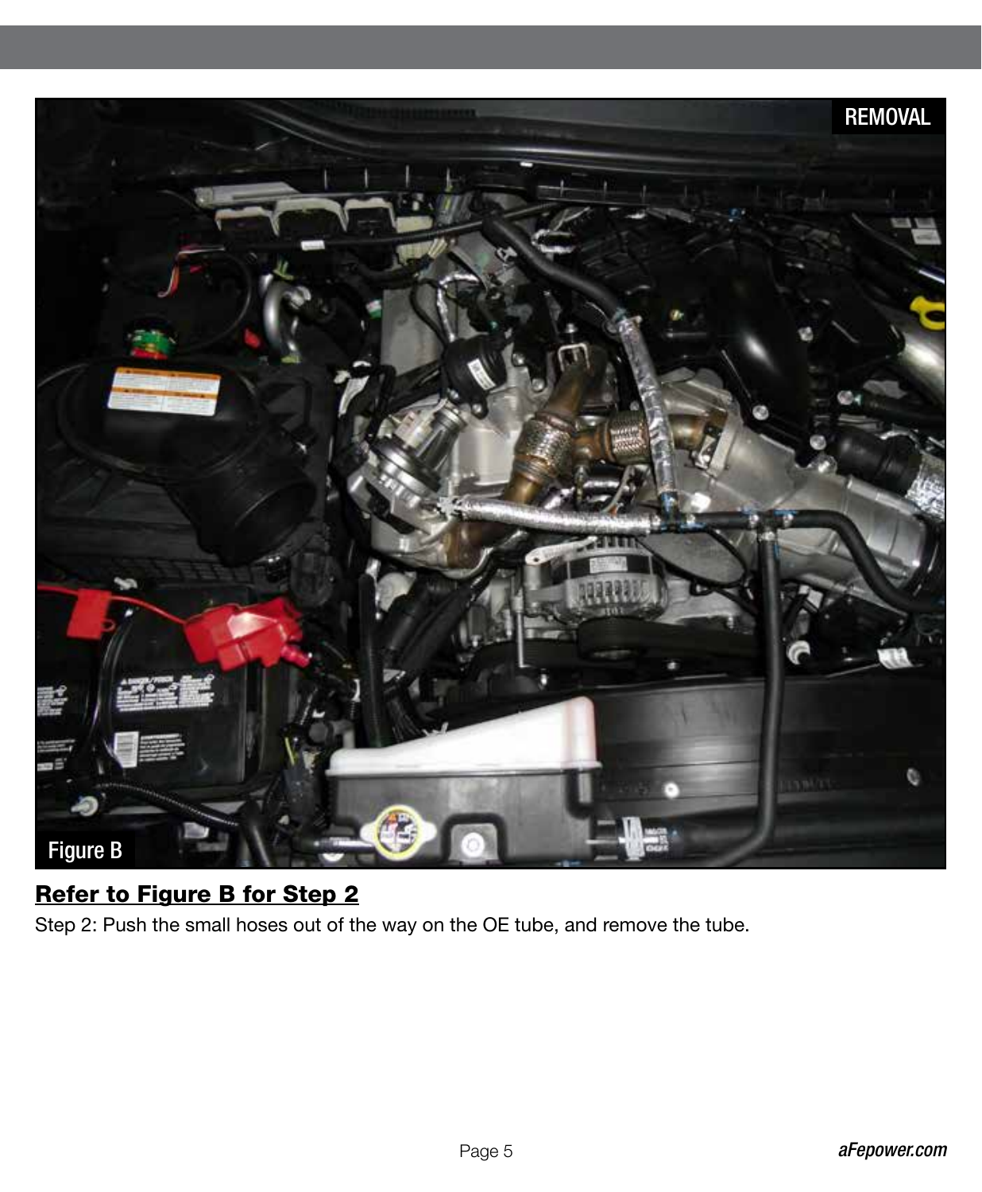REMOVAL

Figure B

**Refer to Figure B for Step 2**

Step 2: Push the small hoses out of the way on the OE tube, and remove the tube.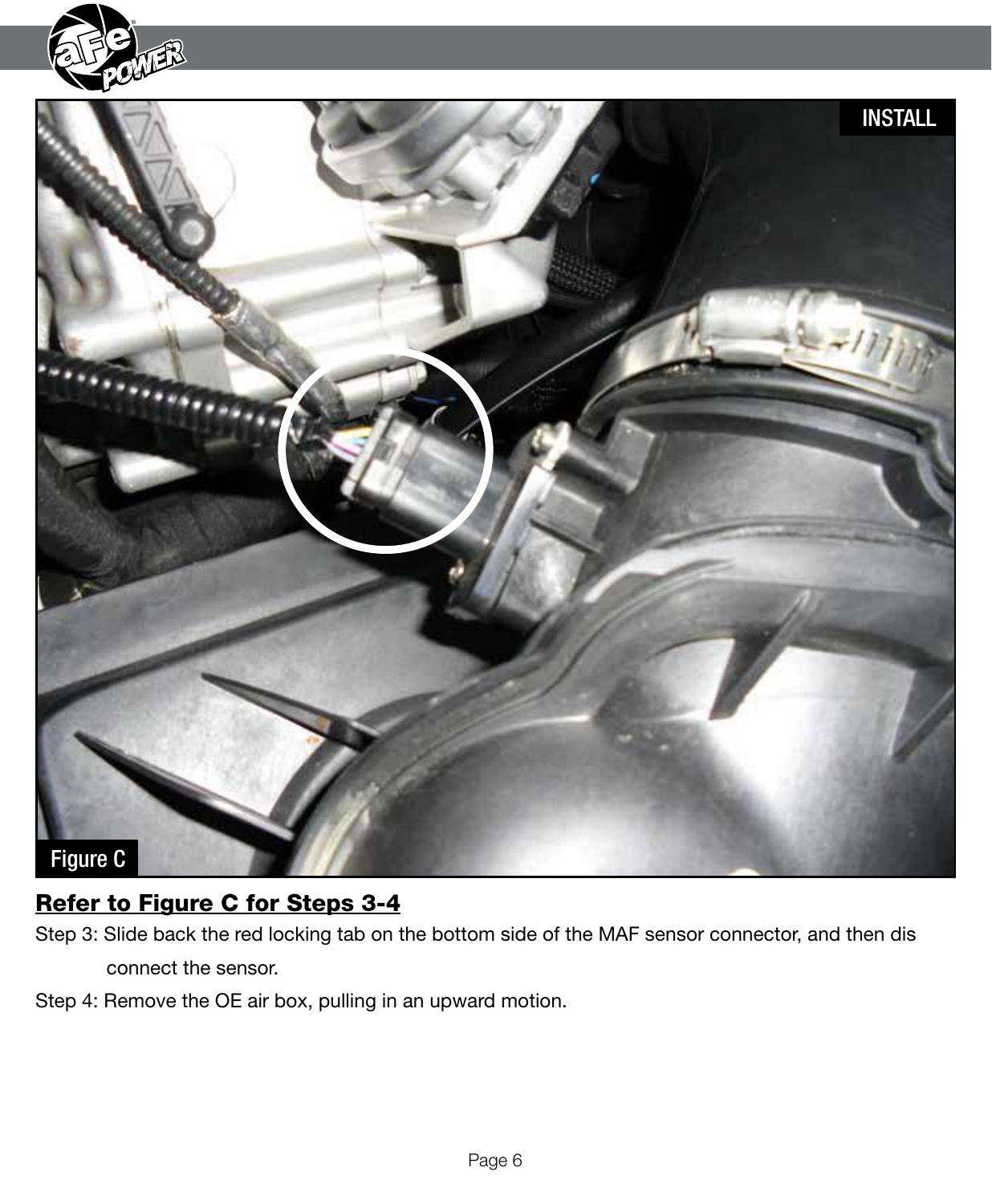INSTALL

Figure C

**Refer to Figure C for Steps 3-4**

Step 3: Slide back the red locking tab on the bottom side of the MAF sensor connector, and then dis connect the sensor.

Step 4: Remove the OE air box, pulling in an upward motion.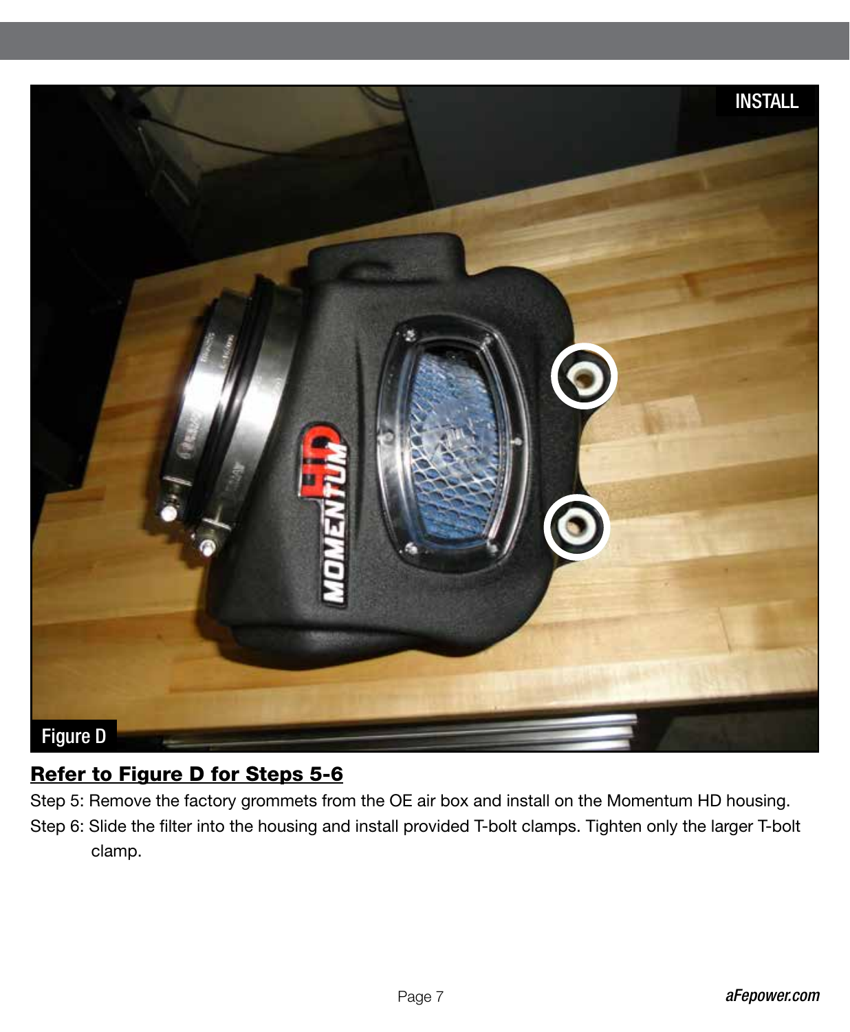Figure D

**Refer to Figure D for Steps 5-6**

Step 5: Remove the factory grommets from the OE air box and install on the Momentum HD housing.

Step 6: Slide the filter into the housing and install provided T-bolt clamps. Tighten only the larger T-bolt clamp.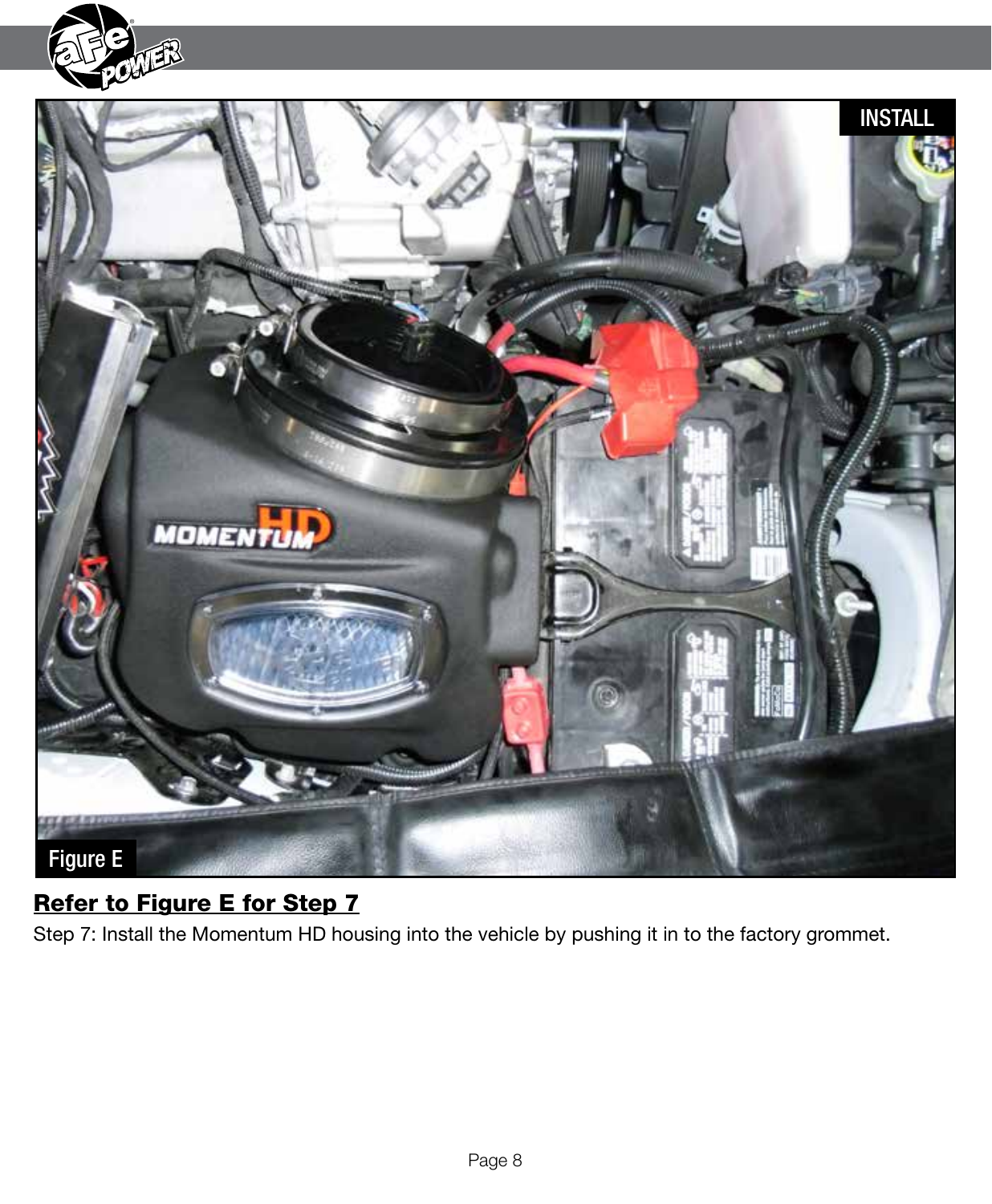**Refer to Figure E for Step 7**

Step 7: Install the Momentum HD housing into the vehicle by pushing it in to the factory grommet.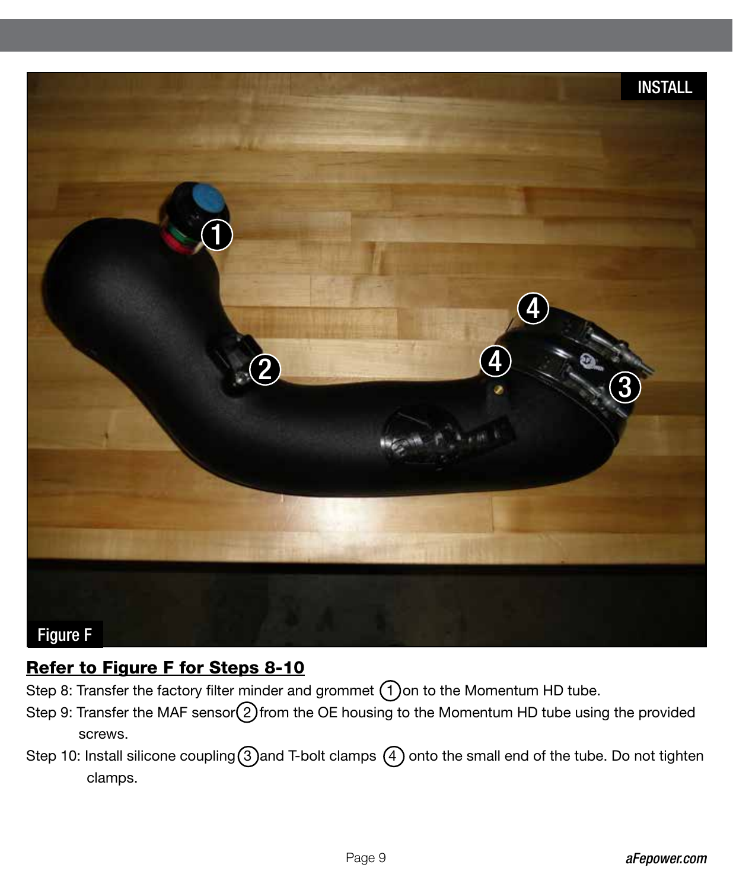INSTALL

Figure F

**Refer to Figure F for Steps 8-10**

Step 8: Transfer the factory filter minder and grommet (1) on to the Momentum HD tube.

Step 9: Transfer the MAF sensor (2) from the OE housing to the Momentum HD tube using the provided screws.

Step 10: Install silicone coupling (3) and T-bolt clamps (4) onto the small end of the tube. Do not tighten clamps.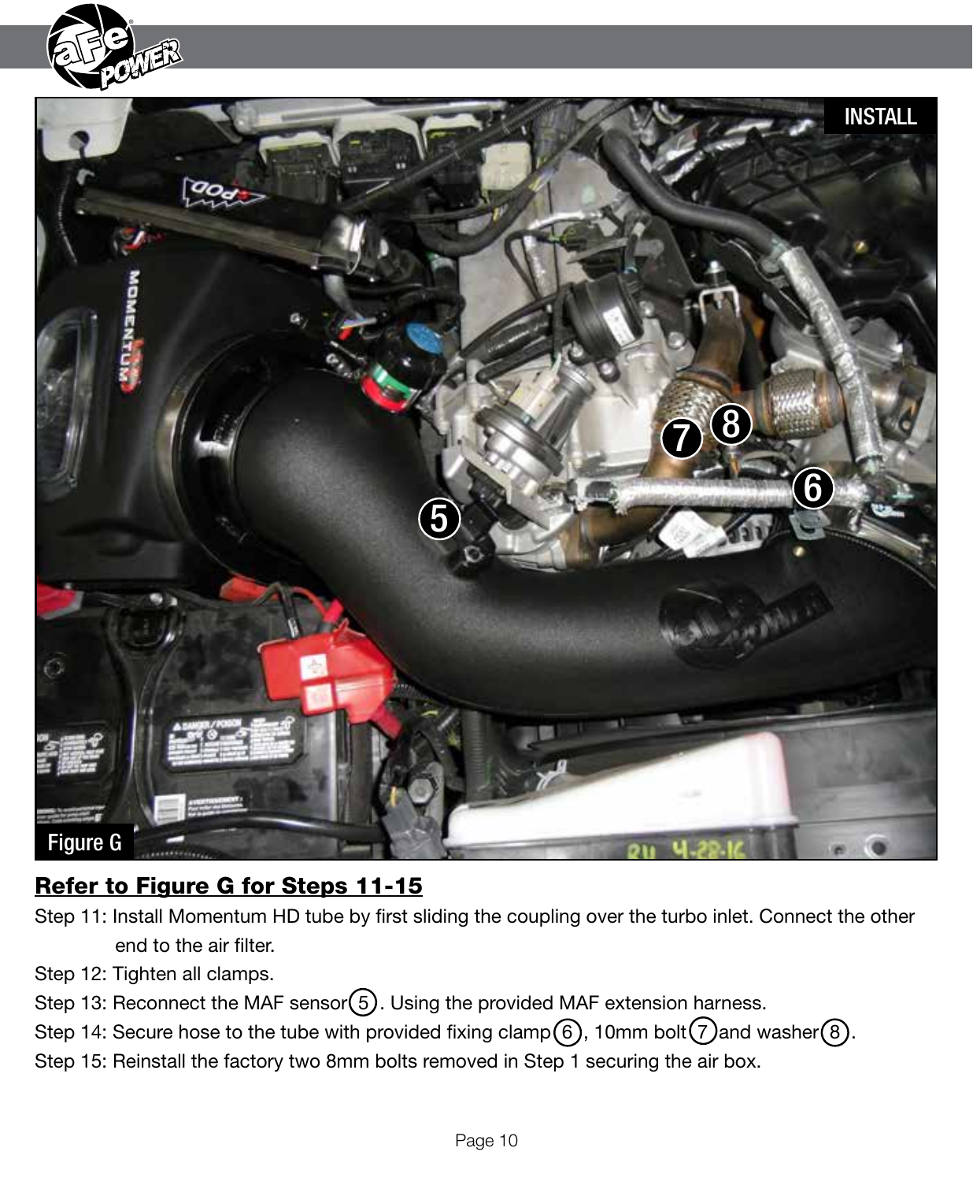Figure G

**Refer to Figure G for Steps 11-15**

Step 11: Install Momentum HD tube by first sliding the coupling over the turbo inlet. Connect the other end to the air filter.

Step 12: Tighten all clamps.

Step 13: Reconnect the MAF sensor (5). Using the provided MAF extension harness.

Step 14: Secure hose to the tube with provided fixing clamp (6), 10mm bolt (7) and washer (8).

Step 15: Reinstall the factory two 8mm bolts removed in Step 1 securing the air box.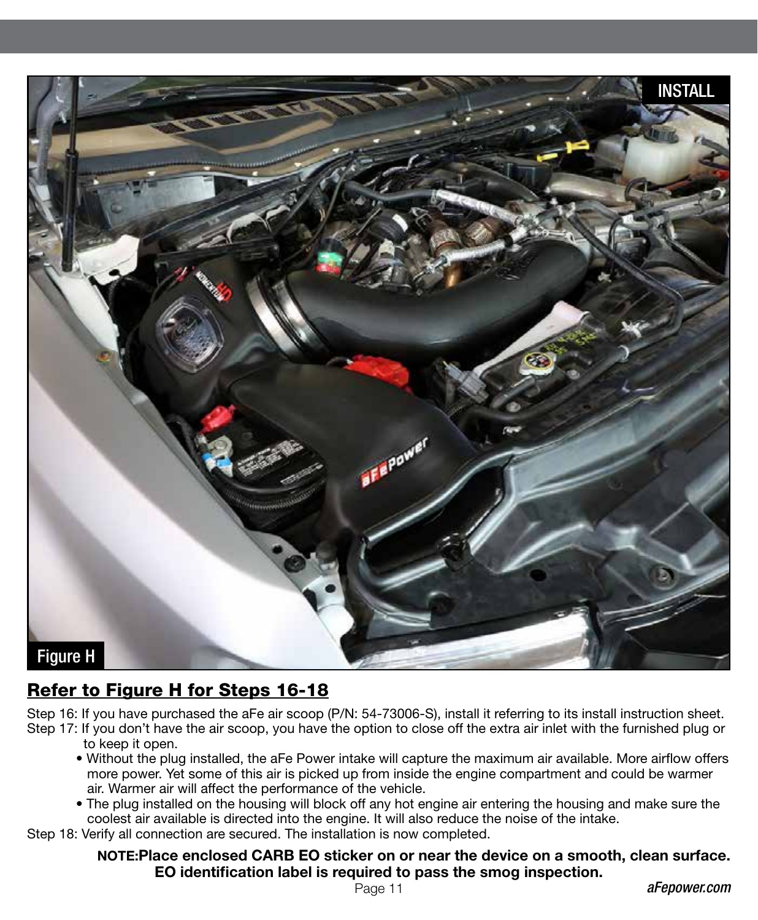INSTALL

Figure H

## Refer to Figure H for Steps 16-18

Step 16: If you have purchased the aFe air scoop (P/N: 54-73006-S), install it referring to its install instruction sheet.

Step 17: If you don't have the air scoop, you have the option to close off the extra air inlet with the furnished plug or to keep it open.

- Without the plug installed, the aFe Power intake will capture the maximum air available. More airflow offers more power. Yet some of this air is picked up from inside the engine compartment and could be warmer air. Warmer air will affect the performance of the vehicle.
- The plug installed on the housing will block off any hot engine air entering the housing and make sure the coolest air available is directed into the engine. It will also reduce the noise of the intake.

Step 18: Verify all connection are secured. The installation is now completed.

**NOTE:Place enclosed CARB EO sticker on or near the device on a smooth, clean surface. EO identification label is required to pass the smog inspection.**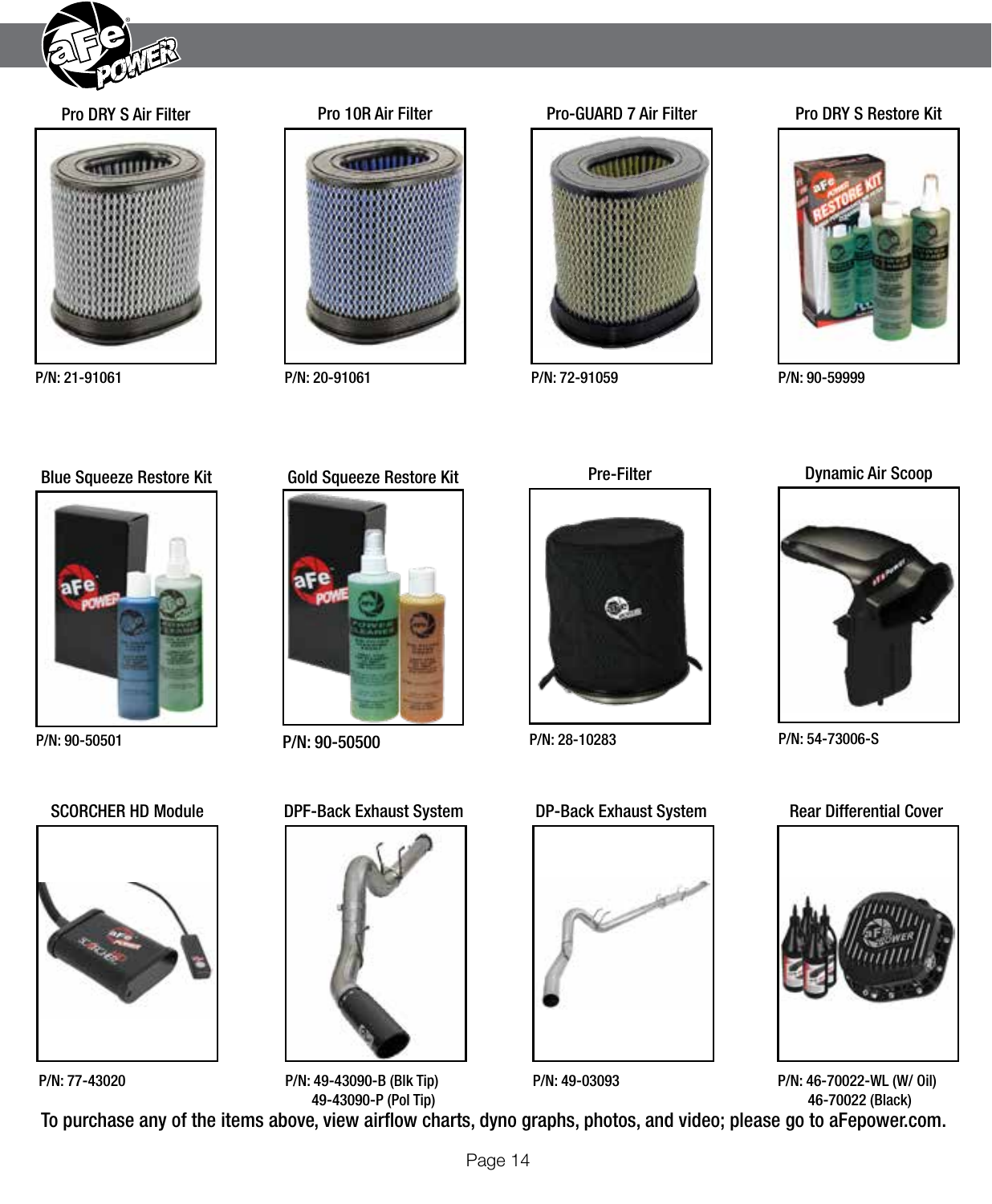**Pro DRY S Air Filter**

P/N: 21-91061

**Pro 10R Air Filter**

P/N: 20-91061

**Pro-GUARD 7 Air Filter**

P/N: 72-91059

**Pro DRY S Restore Kit**

P/N: 90-59999

**Blue Squeeze Restore Kit**

P/N: 90-50501

**Gold Squeeze Restore Kit**

P/N: 90-50500

**Pre-Filter**

P/N: 28-10283

**Dynamic Air Scoop**

P/N: 54-73006-S

**SCORCHER HD Module**

P/N: 77-43020

**DPF-Back Exhaust System**

P/N: 49-43090-B (Blk Tip)
49-43090-P (Pol Tip)

**DP-Back Exhaust System**

P/N: 49-03093

**Rear Differential Cover**

P/N: 46-70022-WL (W/ Oil)
46-70022 (Black)

To purchase any of the items above, view airflow charts, dyno graphs, photos, and video; please go to aFepower.com.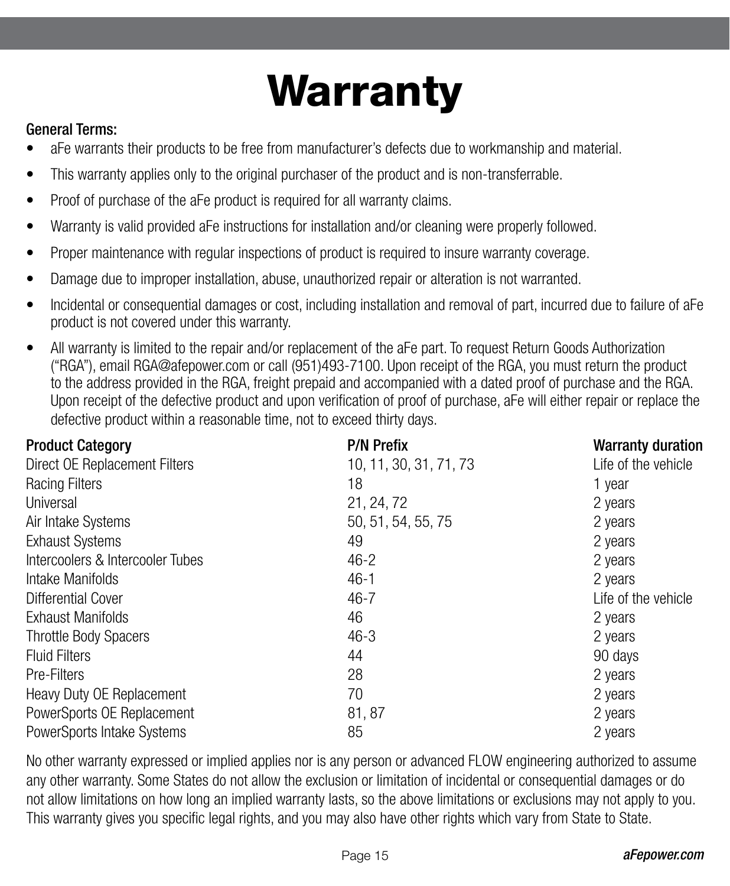# Warranty

**General Terms:**

- aFe warrants their products to be free from manufacturer's defects due to workmanship and material.
- This warranty applies only to the original purchaser of the product and is non-transferrable.
- Proof of purchase of the aFe product is required for all warranty claims.
- Warranty is valid provided aFe instructions for installation and/or cleaning were properly followed.
- Proper maintenance with regular inspections of product is required to insure warranty coverage.
- Damage due to improper installation, abuse, unauthorized repair or alteration is not warranted.
- Incidental or consequential damages or cost, including installation and removal of part, incurred due to failure of aFe product is not covered under this warranty.
- All warranty is limited to the repair and/or replacement of the aFe part. To request Return Goods Authorization ("RGA"), email RGA@afepower.com or call (951)493-7100. Upon receipt of the RGA, you must return the product to the address provided in the RGA, freight prepaid and accompanied with a dated proof of purchase and the RGA. Upon receipt of the defective product and upon verification of proof of purchase, aFe will either repair or replace the defective product within a reasonable time, not to exceed thirty days.

| Product Category | P/N Prefix | Warranty duration |
|---|---|---|
| Direct OE Replacement Filters | 10, 11, 30, 31, 71, 73 | Life of the vehicle |
| Racing Filters | 18 | 1 year |
| Universal | 21, 24, 72 | 2 years |
| Air Intake Systems | 50, 51, 54, 55, 75 | 2 years |
| Exhaust Systems | 49 | 2 years |
| Intercoolers & Intercooler Tubes | 46-2 | 2 years |
| Intake Manifolds | 46-1 | 2 years |
| Differential Cover | 46-7 | Life of the vehicle |
| Exhaust Manifolds | 46 | 2 years |
| Throttle Body Spacers | 46-3 | 2 years |
| Fluid Filters | 44 | 90 days |
| Pre-Filters | 28 | 2 years |
| Heavy Duty OE Replacement | 70 | 2 years |
| PowerSports OE Replacement | 81, 87 | 2 years |
| PowerSports Intake Systems | 85 | 2 years |

No other warranty expressed or implied applies nor is any person or advanced FLOW engineering authorized to assume any other warranty. Some States do not allow the exclusion or limitation of incidental or consequential damages or do not allow limitations on how long an implied warranty lasts, so the above limitations or exclusions may not apply to you. This warranty gives you specific legal rights, and you may also have other rights which vary from State to State.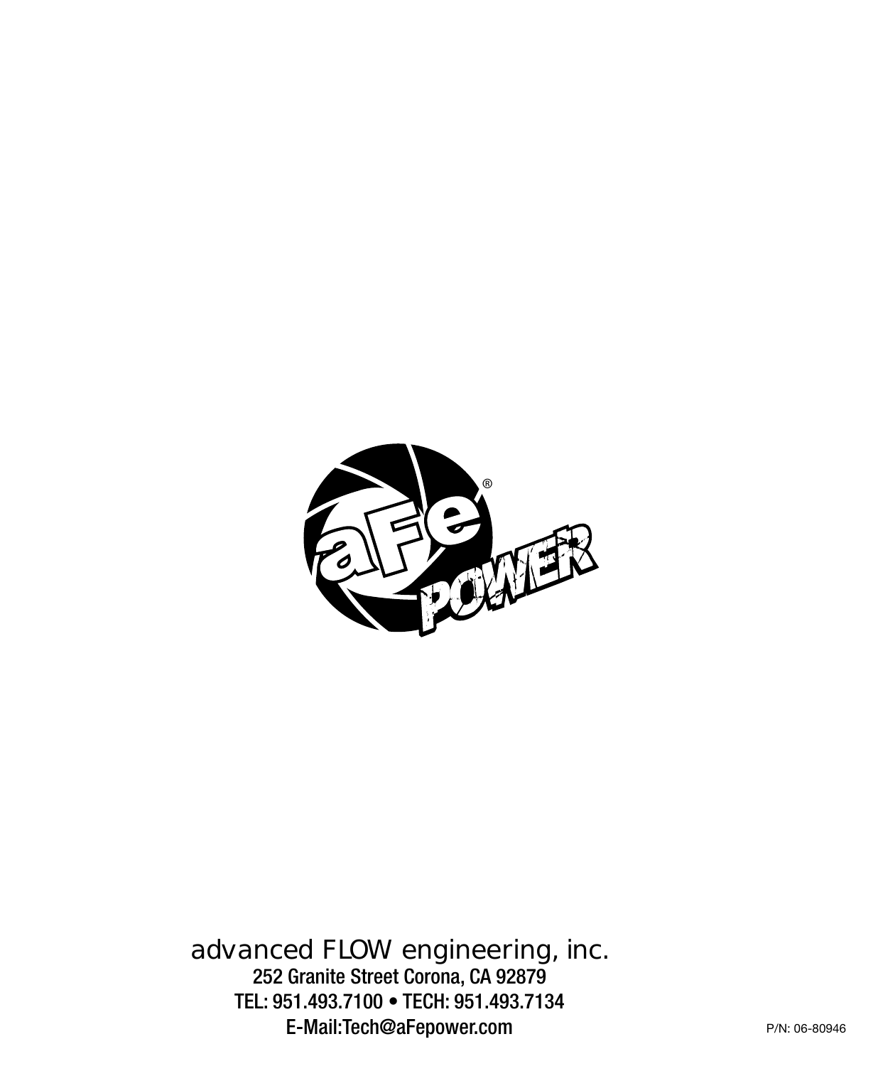aFe POWER®

advanced FLOW engineering, inc.

252 Granite Street Corona, CA 92879

TEL: 951.493.7100 • TECH: 951.493.7134

E-Mail:Tech@aFepower.com

P/N: 06-80946